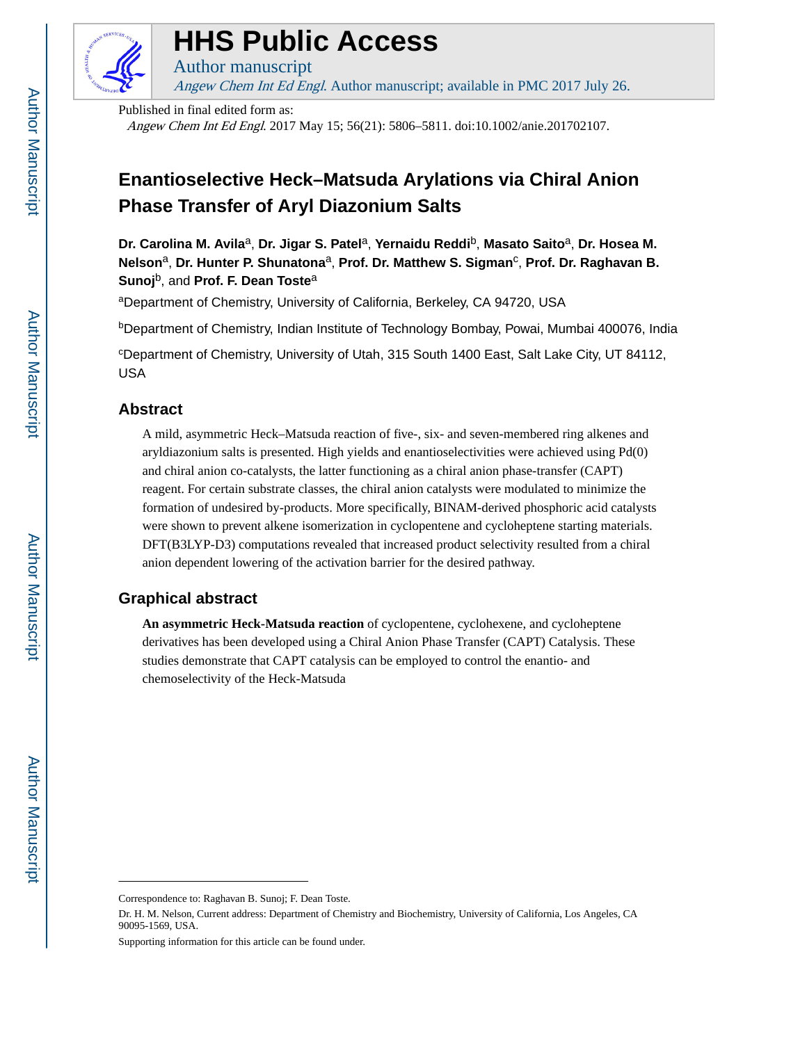# HHS Public Access

Author manuscript

*Angew Chem Int Ed Engl*. Author manuscript; available in PMC 2017 July 26.

Published in final edited form as:

*Angew Chem Int Ed Engl*. 2017 May 15; 56(21): 5806–5811. doi:10.1002/anie.201702107.

# Enantioselective Heck–Matsuda Arylations via Chiral Anion Phase Transfer of Aryl Diazonium Salts

**Dr. Carolina M. Avila**[a], **Dr. Jigar S. Patel**[a], **Yernaidu Reddi**[b], **Masato Saito**[a], **Dr. Hosea M. Nelson**[a], **Dr. Hunter P. Shunatona**[a], **Prof. Dr. Matthew S. Sigman**[c], **Prof. Dr. Raghavan B. Sunoj**[b], and **Prof. F. Dean Toste**[a]

[a]Department of Chemistry, University of California, Berkeley, CA 94720, USA

[b]Department of Chemistry, Indian Institute of Technology Bombay, Powai, Mumbai 400076, India

[c]Department of Chemistry, University of Utah, 315 South 1400 East, Salt Lake City, UT 84112, USA

## Abstract

A mild, asymmetric Heck–Matsuda reaction of five-, six- and seven-membered ring alkenes and aryldiazonium salts is presented. High yields and enantioselectivities were achieved using Pd(0) and chiral anion co-catalysts, the latter functioning as a chiral anion phase-transfer (CAPT) reagent. For certain substrate classes, the chiral anion catalysts were modulated to minimize the formation of undesired by-products. More specifically, BINAM-derived phosphoric acid catalysts were shown to prevent alkene isomerization in cyclopentene and cycloheptene starting materials. DFT(B3LYP-D3) computations revealed that increased product selectivity resulted from a chiral anion dependent lowering of the activation barrier for the desired pathway.

## Graphical abstract

**An asymmetric Heck-Matsuda reaction** of cyclopentene, cyclohexene, and cycloheptene derivatives has been developed using a Chiral Anion Phase Transfer (CAPT) Catalysis. These studies demonstrate that CAPT catalysis can be employed to control the enantio- and chemoselectivity of the Heck-Matsuda

---

Correspondence to: Raghavan B. Sunoj; F. Dean Toste.

Dr. H. M. Nelson, Current address: Department of Chemistry and Biochemistry, University of California, Los Angeles, CA 90095-1569, USA.

Supporting information for this article can be found under.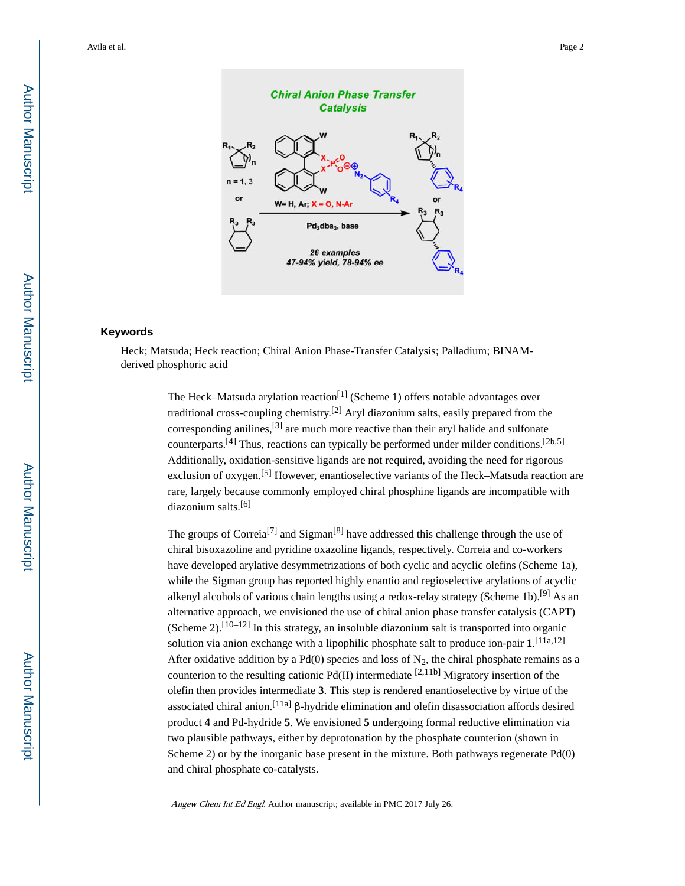## Keywords

Heck; Matsuda; Heck reaction; Chiral Anion Phase-Transfer Catalysis; Palladium; BINAM-derived phosphoric acid

---

The Heck–Matsuda arylation reaction[1] (Scheme 1) offers notable advantages over traditional cross-coupling chemistry.[2] Aryl diazonium salts, easily prepared from the corresponding anilines,[3] are much more reactive than their aryl halide and sulfonate counterparts.[4] Thus, reactions can typically be performed under milder conditions.[2b,5] Additionally, oxidation-sensitive ligands are not required, avoiding the need for rigorous exclusion of oxygen.[5] However, enantioselective variants of the Heck–Matsuda reaction are rare, largely because commonly employed chiral phosphine ligands are incompatible with diazonium salts.[6]

The groups of Correia[7] and Sigman[8] have addressed this challenge through the use of chiral bisoxazoline and pyridine oxazoline ligands, respectively. Correia and co-workers have developed arylative desymmetrizations of both cyclic and acyclic olefins (Scheme 1a), while the Sigman group has reported highly enantio and regioselective arylations of acyclic alkenyl alcohols of various chain lengths using a redox-relay strategy (Scheme 1b).[9] As an alternative approach, we envisioned the use of chiral anion phase transfer catalysis (CAPT) (Scheme 2).[10–12] In this strategy, an insoluble diazonium salt is transported into organic solution via anion exchange with a lipophilic phosphate salt to produce ion-pair **1**.[11a,12] After oxidative addition by a Pd(0) species and loss of $N_2$, the chiral phosphate remains as a counterion to the resulting cationic Pd(II) intermediate [2,11b] Migratory insertion of the olefin then provides intermediate **3**. This step is rendered enantioselective by virtue of the associated chiral anion.[11a] β-hydride elimination and olefin disassociation affords desired product **4** and Pd-hydride **5**. We envisioned **5** undergoing formal reductive elimination via two plausible pathways, either by deprotonation by the phosphate counterion (shown in Scheme 2) or by the inorganic base present in the mixture. Both pathways regenerate Pd(0) and chiral phosphate co-catalysts.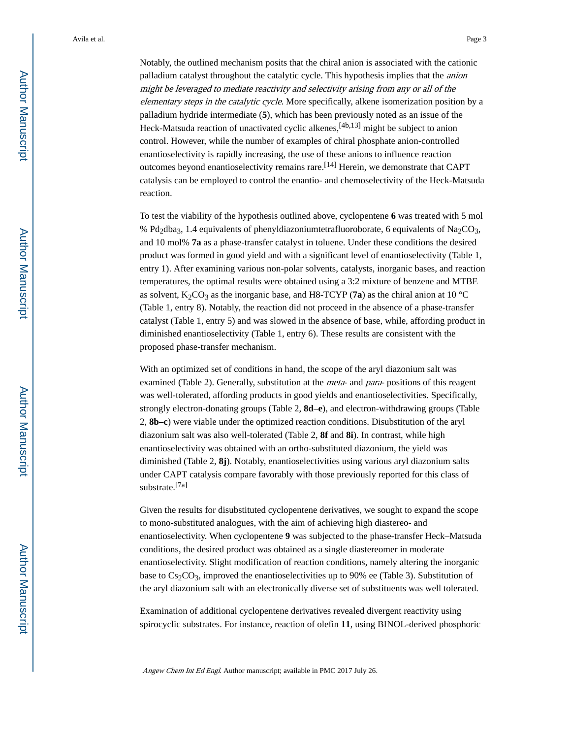Notably, the outlined mechanism posits that the chiral anion is associated with the cationic palladium catalyst throughout the catalytic cycle. This hypothesis implies that the *anion might be leveraged to mediate reactivity and selectivity arising from any or all of the elementary steps in the catalytic cycle*. More specifically, alkene isomerization position by a palladium hydride intermediate (**5**), which has been previously noted as an issue of the Heck-Matsuda reaction of unactivated cyclic alkenes,[4b,13] might be subject to anion control. However, while the number of examples of chiral phosphate anion-controlled enantioselectivity is rapidly increasing, the use of these anions to influence reaction outcomes beyond enantioselectivity remains rare.[14] Herein, we demonstrate that CAPT catalysis can be employed to control the enantio- and chemoselectivity of the Heck-Matsuda reaction.

To test the viability of the hypothesis outlined above, cyclopentene **6** was treated with 5 mol % $Pd_2dba_3$, 1.4 equivalents of phenyldiazoniumtetrafluoroborate, 6 equivalents of $Na_2CO_3$, and 10 mol% **7a** as a phase-transfer catalyst in toluene. Under these conditions the desired product was formed in good yield and with a significant level of enantioselectivity (Table 1, entry 1). After examining various non-polar solvents, catalysts, inorganic bases, and reaction temperatures, the optimal results were obtained using a 3:2 mixture of benzene and MTBE as solvent, $K_2CO_3$ as the inorganic base, and H8-TCYP (**7a**) as the chiral anion at 10 °C (Table 1, entry 8). Notably, the reaction did not proceed in the absence of a phase-transfer catalyst (Table 1, entry 5) and was slowed in the absence of base, while, affording product in diminished enantioselectivity (Table 1, entry 6). These results are consistent with the proposed phase-transfer mechanism.

With an optimized set of conditions in hand, the scope of the aryl diazonium salt was examined (Table 2). Generally, substitution at the *meta*- and *para*- positions of this reagent was well-tolerated, affording products in good yields and enantioselectivities. Specifically, strongly electron-donating groups (Table 2, **8d–e**), and electron-withdrawing groups (Table 2, **8b–c**) were viable under the optimized reaction conditions. Disubstitution of the aryl diazonium salt was also well-tolerated (Table 2, **8f** and **8i**). In contrast, while high enantioselectivity was obtained with an ortho-substituted diazonium, the yield was diminished (Table 2, **8j**). Notably, enantioselectivities using various aryl diazonium salts under CAPT catalysis compare favorably with those previously reported for this class of substrate.[7a]

Given the results for disubstituted cyclopentene derivatives, we sought to expand the scope to mono-substituted analogues, with the aim of achieving high diastereo- and enantioselectivity. When cyclopentene **9** was subjected to the phase-transfer Heck–Matsuda conditions, the desired product was obtained as a single diastereomer in moderate enantioselectivity. Slight modification of reaction conditions, namely altering the inorganic base to $Cs_2CO_3$, improved the enantioselectivities up to 90% ee (Table 3). Substitution of the aryl diazonium salt with an electronically diverse set of substituents was well tolerated.

Examination of additional cyclopentene derivatives revealed divergent reactivity using spirocyclic substrates. For instance, reaction of olefin **11**, using BINOL-derived phosphoric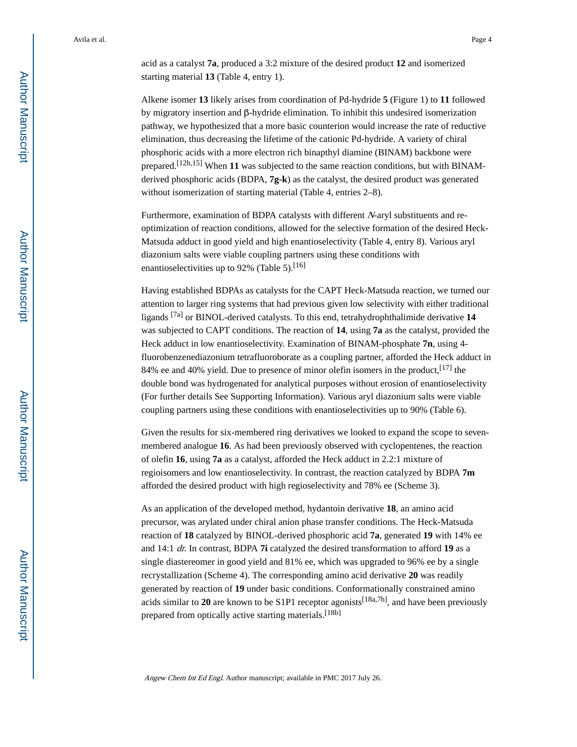acid as a catalyst **7a**, produced a 3:2 mixture of the desired product **12** and isomerized starting material **13** (Table 4, entry 1).

Alkene isomer **13** likely arises from coordination of Pd-hydride **5** (Figure 1) to **11** followed by migratory insertion and β-hydride elimination. To inhibit this undesired isomerization pathway, we hypothesized that a more basic counterion would increase the rate of reductive elimination, thus decreasing the lifetime of the cationic Pd-hydride. A variety of chiral phosphoric acids with a more electron rich binapthyl diamine (BINAM) backbone were prepared.[12b,15] When **11** was subjected to the same reaction conditions, but with BINAM-derived phosphoric acids (BDPA, **7g-k**) as the catalyst, the desired product was generated without isomerization of starting material (Table 4, entries 2–8).

Furthermore, examination of BDPA catalysts with different *N*-aryl substituents and re-optimization of reaction conditions, allowed for the selective formation of the desired Heck-Matsuda adduct in good yield and high enantioselectivity (Table 4, entry 8). Various aryl diazonium salts were viable coupling partners using these conditions with enantioselectivities up to 92% (Table 5).[16]

Having established BDPAs as catalysts for the CAPT Heck-Matsuda reaction, we turned our attention to larger ring systems that had previous given low selectivity with either traditional ligands [7a] or BINOL-derived catalysts. To this end, tetrahydrophthalimide derivative **14** was subjected to CAPT conditions. The reaction of **14**, using **7a** as the catalyst, provided the Heck adduct in low enantioselectivity. Examination of BINAM-phosphate **7n**, using 4-fluorobenzenediazonium tetrafluoroborate as a coupling partner, afforded the Heck adduct in 84% ee and 40% yield. Due to presence of minor olefin isomers in the product,[17] the double bond was hydrogenated for analytical purposes without erosion of enantioselectivity (For further details See Supporting Information). Various aryl diazonium salts were viable coupling partners using these conditions with enantioselectivities up to 90% (Table 6).

Given the results for six-membered ring derivatives we looked to expand the scope to seven-membered analogue **16**. As had been previously observed with cyclopentenes, the reaction of olefin **16**, using **7a** as a catalyst, afforded the Heck adduct in 2.2:1 mixture of regioisomers and low enantioselectivity. In contrast, the reaction catalyzed by BDPA **7m** afforded the desired product with high regioselectivity and 78% ee (Scheme 3).

As an application of the developed method, hydantoin derivative **18**, an amino acid precursor, was arylated under chiral anion phase transfer conditions. The Heck-Matsuda reaction of **18** catalyzed by BINOL-derived phosphoric acid **7a**, generated **19** with 14% ee and 14:1 *dr*. In contrast, BDPA **7i** catalyzed the desired transformation to afford **19** as a single diastereomer in good yield and 81% ee, which was upgraded to 96% ee by a single recrystallization (Scheme 4). The corresponding amino acid derivative **20** was readily generated by reaction of **19** under basic conditions. Conformationally constrained amino acids similar to **20** are known to be S1P1 receptor agonists[18a,7h], and have been previously prepared from optically active starting materials.[18b]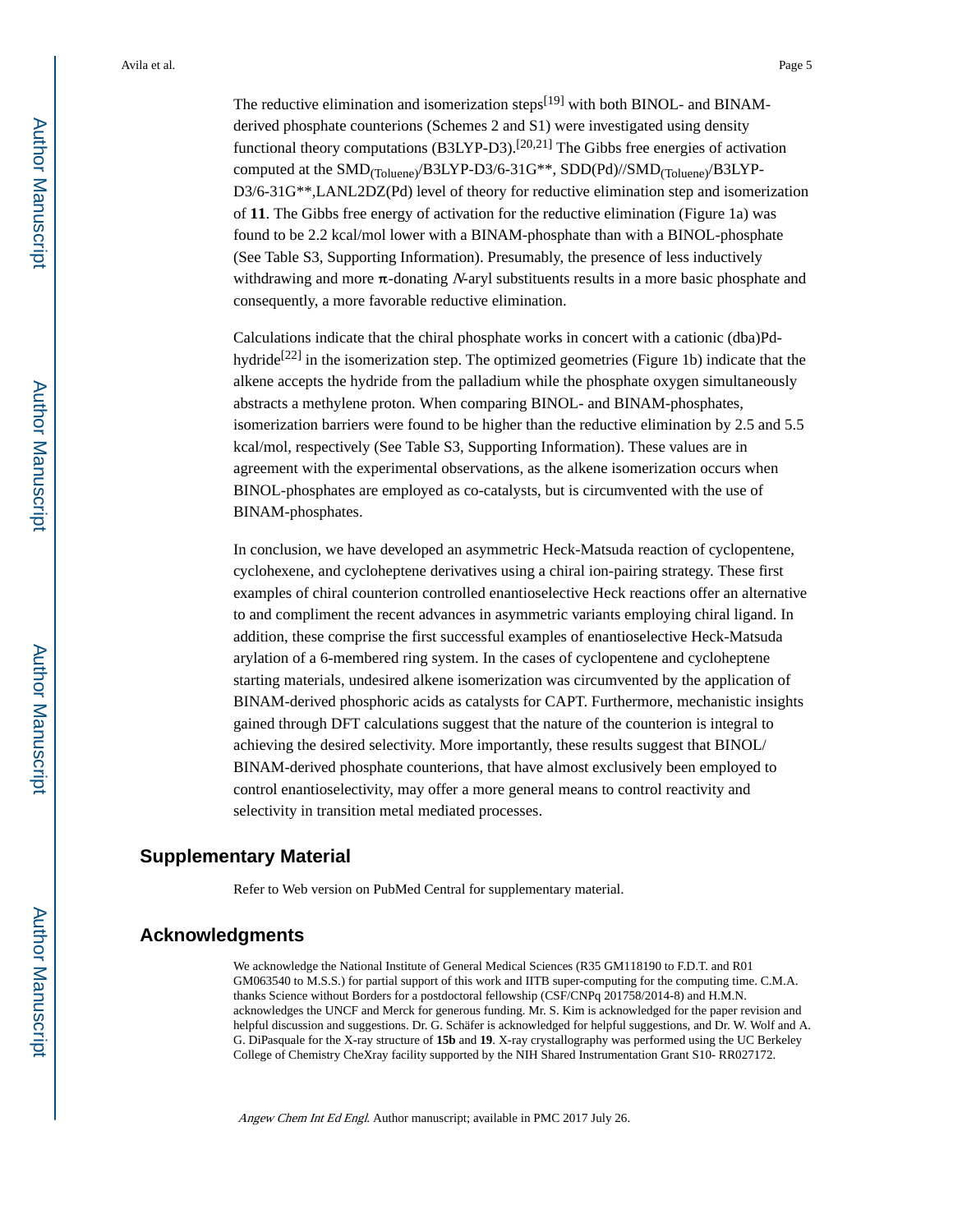The reductive elimination and isomerization steps[19] with both BINOL- and BINAM-derived phosphate counterions (Schemes 2 and S1) were investigated using density functional theory computations (B3LYP-D3).[20,21] The Gibbs free energies of activation computed at the SMD$_{(Toluene)}$/B3LYP-D3/6-31G**, SDD(Pd)//SMD$_{(Toluene)}$/B3LYP-D3/6-31G**,LANL2DZ(Pd) level of theory for reductive elimination step and isomerization of **11**. The Gibbs free energy of activation for the reductive elimination (Figure 1a) was found to be 2.2 kcal/mol lower with a BINAM-phosphate than with a BINOL-phosphate (See Table S3, Supporting Information). Presumably, the presence of less inductively withdrawing and more π-donating *N*-aryl substituents results in a more basic phosphate and consequently, a more favorable reductive elimination.

Calculations indicate that the chiral phosphate works in concert with a cationic (dba)Pd-hydride[22] in the isomerization step. The optimized geometries (Figure 1b) indicate that the alkene accepts the hydride from the palladium while the phosphate oxygen simultaneously abstracts a methylene proton. When comparing BINOL- and BINAM-phosphates, isomerization barriers were found to be higher than the reductive elimination by 2.5 and 5.5 kcal/mol, respectively (See Table S3, Supporting Information). These values are in agreement with the experimental observations, as the alkene isomerization occurs when BINOL-phosphates are employed as co-catalysts, but is circumvented with the use of BINAM-phosphates.

In conclusion, we have developed an asymmetric Heck-Matsuda reaction of cyclopentene, cyclohexene, and cycloheptene derivatives using a chiral ion-pairing strategy. These first examples of chiral counterion controlled enantioselective Heck reactions offer an alternative to and compliment the recent advances in asymmetric variants employing chiral ligand. In addition, these comprise the first successful examples of enantioselective Heck-Matsuda arylation of a 6-membered ring system. In the cases of cyclopentene and cycloheptene starting materials, undesired alkene isomerization was circumvented by the application of BINAM-derived phosphoric acids as catalysts for CAPT. Furthermore, mechanistic insights gained through DFT calculations suggest that the nature of the counterion is integral to achieving the desired selectivity. More importantly, these results suggest that BINOL/BINAM-derived phosphate counterions, that have almost exclusively been employed to control enantioselectivity, may offer a more general means to control reactivity and selectivity in transition metal mediated processes.

## Supplementary Material

Refer to Web version on PubMed Central for supplementary material.

## Acknowledgments

We acknowledge the National Institute of General Medical Sciences (R35 GM118190 to F.D.T. and R01 GM063540 to M.S.S.) for partial support of this work and IITB super-computing for the computing time. C.M.A. thanks Science without Borders for a postdoctoral fellowship (CSF/CNPq 201758/2014-8) and H.M.N. acknowledges the UNCF and Merck for generous funding. Mr. S. Kim is acknowledged for the paper revision and helpful discussion and suggestions. Dr. G. Schäfer is acknowledged for helpful suggestions, and Dr. W. Wolf and A. G. DiPasquale for the X-ray structure of **15b** and **19**. X-ray crystallography was performed using the UC Berkeley College of Chemistry CheXray facility supported by the NIH Shared Instrumentation Grant S10- RR027172.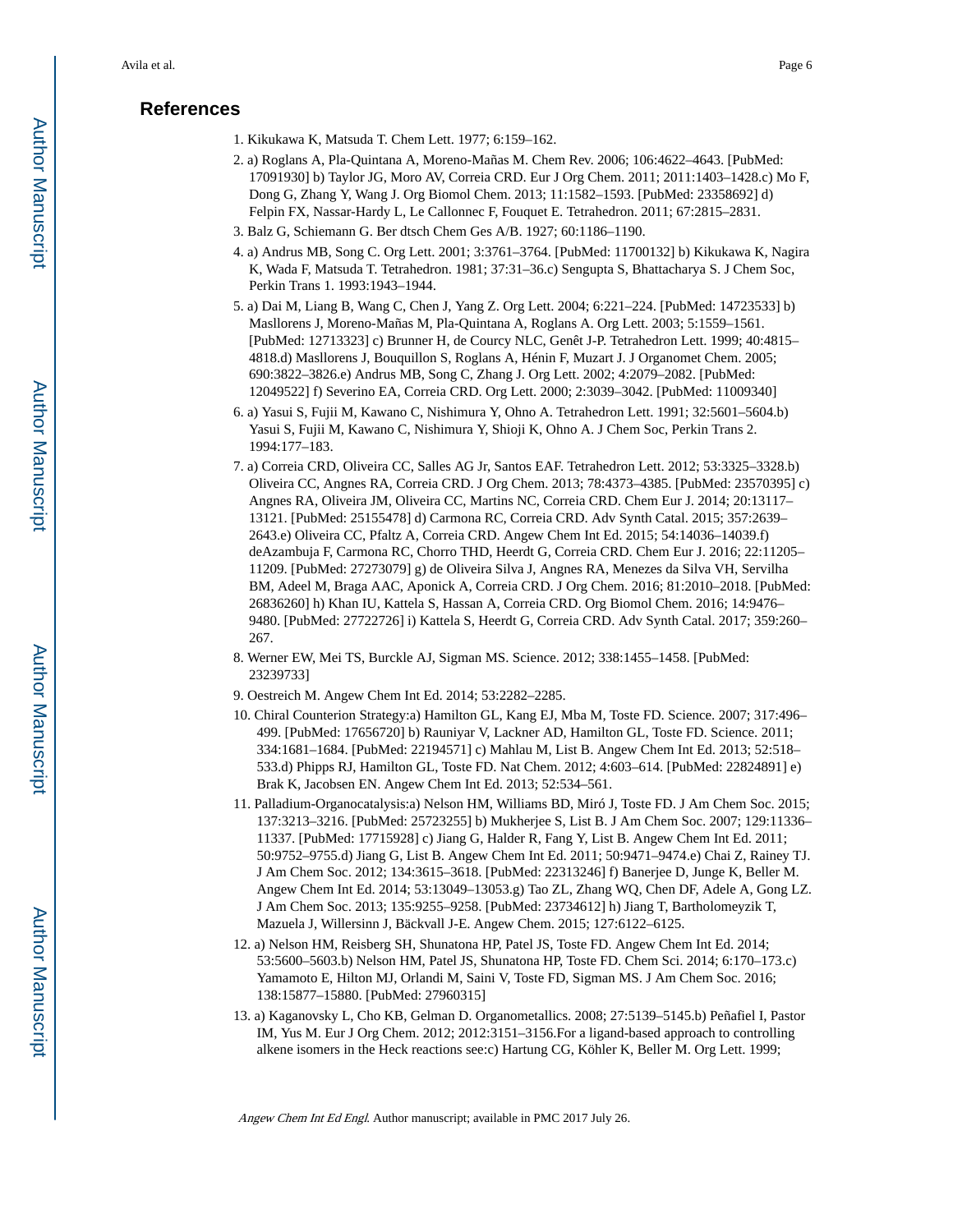## References

1. Kikukawa K, Matsuda T. Chem Lett. 1977; 6:159–162.
2. a) Roglans A, Pla-Quintana A, Moreno-Mañas M. Chem Rev. 2006; 106:4622–4643. [PubMed: 17091930] b) Taylor JG, Moro AV, Correia CRD. Eur J Org Chem. 2011; 2011:1403–1428.c) Mo F, Dong G, Zhang Y, Wang J. Org Biomol Chem. 2013; 11:1582–1593. [PubMed: 23358692] d) Felpin FX, Nassar-Hardy L, Le Callonnec F, Fouquet E. Tetrahedron. 2011; 67:2815–2831.
3. Balz G, Schiemann G. Ber dtsch Chem Ges A/B. 1927; 60:1186–1190.
4. a) Andrus MB, Song C. Org Lett. 2001; 3:3761–3764. [PubMed: 11700132] b) Kikukawa K, Nagira K, Wada F, Matsuda T. Tetrahedron. 1981; 37:31–36.c) Sengupta S, Bhattacharya S. J Chem Soc, Perkin Trans 1. 1993:1943–1944.
5. a) Dai M, Liang B, Wang C, Chen J, Yang Z. Org Lett. 2004; 6:221–224. [PubMed: 14723533] b) Masllorens J, Moreno-Mañas M, Pla-Quintana A, Roglans A. Org Lett. 2003; 5:1559–1561. [PubMed: 12713323] c) Brunner H, de Courcy NLC, Genêt J-P. Tetrahedron Lett. 1999; 40:4815–4818.d) Masllorens J, Bouquillon S, Roglans A, Hénin F, Muzart J. J Organomet Chem. 2005; 690:3822–3826.e) Andrus MB, Song C, Zhang J. Org Lett. 2002; 4:2079–2082. [PubMed: 12049522] f) Severino EA, Correia CRD. Org Lett. 2000; 2:3039–3042. [PubMed: 11009340]
6. a) Yasui S, Fujii M, Kawano C, Nishimura Y, Ohno A. Tetrahedron Lett. 1991; 32:5601–5604.b) Yasui S, Fujii M, Kawano C, Nishimura Y, Shioji K, Ohno A. J Chem Soc, Perkin Trans 2. 1994:177–183.
7. a) Correia CRD, Oliveira CC, Salles AG Jr, Santos EAF. Tetrahedron Lett. 2012; 53:3325–3328.b) Oliveira CC, Angnes RA, Correia CRD. J Org Chem. 2013; 78:4373–4385. [PubMed: 23570395] c) Angnes RA, Oliveira JM, Oliveira CC, Martins NC, Correia CRD. Chem Eur J. 2014; 20:13117–13121. [PubMed: 25155478] d) Carmona RC, Correia CRD. Adv Synth Catal. 2015; 357:2639–2643.e) Oliveira CC, Pfaltz A, Correia CRD. Angew Chem Int Ed. 2015; 54:14036–14039.f) deAzambuja F, Carmona RC, Chorro THD, Heerdt G, Correia CRD. Chem Eur J. 2016; 22:11205–11209. [PubMed: 27273079] g) de Oliveira Silva J, Angnes RA, Menezes da Silva VH, Servilha BM, Adeel M, Braga AAC, Aponick A, Correia CRD. J Org Chem. 2016; 81:2010–2018. [PubMed: 26836260] h) Khan IU, Kattela S, Hassan A, Correia CRD. Org Biomol Chem. 2016; 14:9476–9480. [PubMed: 27722726] i) Kattela S, Heerdt G, Correia CRD. Adv Synth Catal. 2017; 359:260–267.
8. Werner EW, Mei TS, Burckle AJ, Sigman MS. Science. 2012; 338:1455–1458. [PubMed: 23239733]
9. Oestreich M. Angew Chem Int Ed. 2014; 53:2282–2285.
10. Chiral Counterion Strategy:a) Hamilton GL, Kang EJ, Mba M, Toste FD. Science. 2007; 317:496–499. [PubMed: 17656720] b) Rauniyar V, Lackner AD, Hamilton GL, Toste FD. Science. 2011; 334:1681–1684. [PubMed: 22194571] c) Mahlau M, List B. Angew Chem Int Ed. 2013; 52:518–533.d) Phipps RJ, Hamilton GL, Toste FD. Nat Chem. 2012; 4:603–614. [PubMed: 22824891] e) Brak K, Jacobsen EN. Angew Chem Int Ed. 2013; 52:534–561.
11. Palladium-Organocatalysis:a) Nelson HM, Williams BD, Miró J, Toste FD. J Am Chem Soc. 2015; 137:3213–3216. [PubMed: 25723255] b) Mukherjee S, List B. J Am Chem Soc. 2007; 129:11336–11337. [PubMed: 17715928] c) Jiang G, Halder R, Fang Y, List B. Angew Chem Int Ed. 2011; 50:9752–9755.d) Jiang G, List B. Angew Chem Int Ed. 2011; 50:9471–9474.e) Chai Z, Rainey TJ. J Am Chem Soc. 2012; 134:3615–3618. [PubMed: 22313246] f) Banerjee D, Junge K, Beller M. Angew Chem Int Ed. 2014; 53:13049–13053.g) Tao ZL, Zhang WQ, Chen DF, Adele A, Gong LZ. J Am Chem Soc. 2013; 135:9255–9258. [PubMed: 23734612] h) Jiang T, Bartholomeyzik T, Mazuela J, Willersinn J, Bäckvall J-E. Angew Chem. 2015; 127:6122–6125.
12. a) Nelson HM, Reisberg SH, Shunatona HP, Patel JS, Toste FD. Angew Chem Int Ed. 2014; 53:5600–5603.b) Nelson HM, Patel JS, Shunatona HP, Toste FD. Chem Sci. 2014; 6:170–173.c) Yamamoto E, Hilton MJ, Orlandi M, Saini V, Toste FD, Sigman MS. J Am Chem Soc. 2016; 138:15877–15880. [PubMed: 27960315]
13. a) Kaganovsky L, Cho KB, Gelman D. Organometallics. 2008; 27:5139–5145.b) Peñafiel I, Pastor IM, Yus M. Eur J Org Chem. 2012; 2012:3151–3156.For a ligand-based approach to controlling alkene isomers in the Heck reactions see:c) Hartung CG, Köhler K, Beller M. Org Lett. 1999;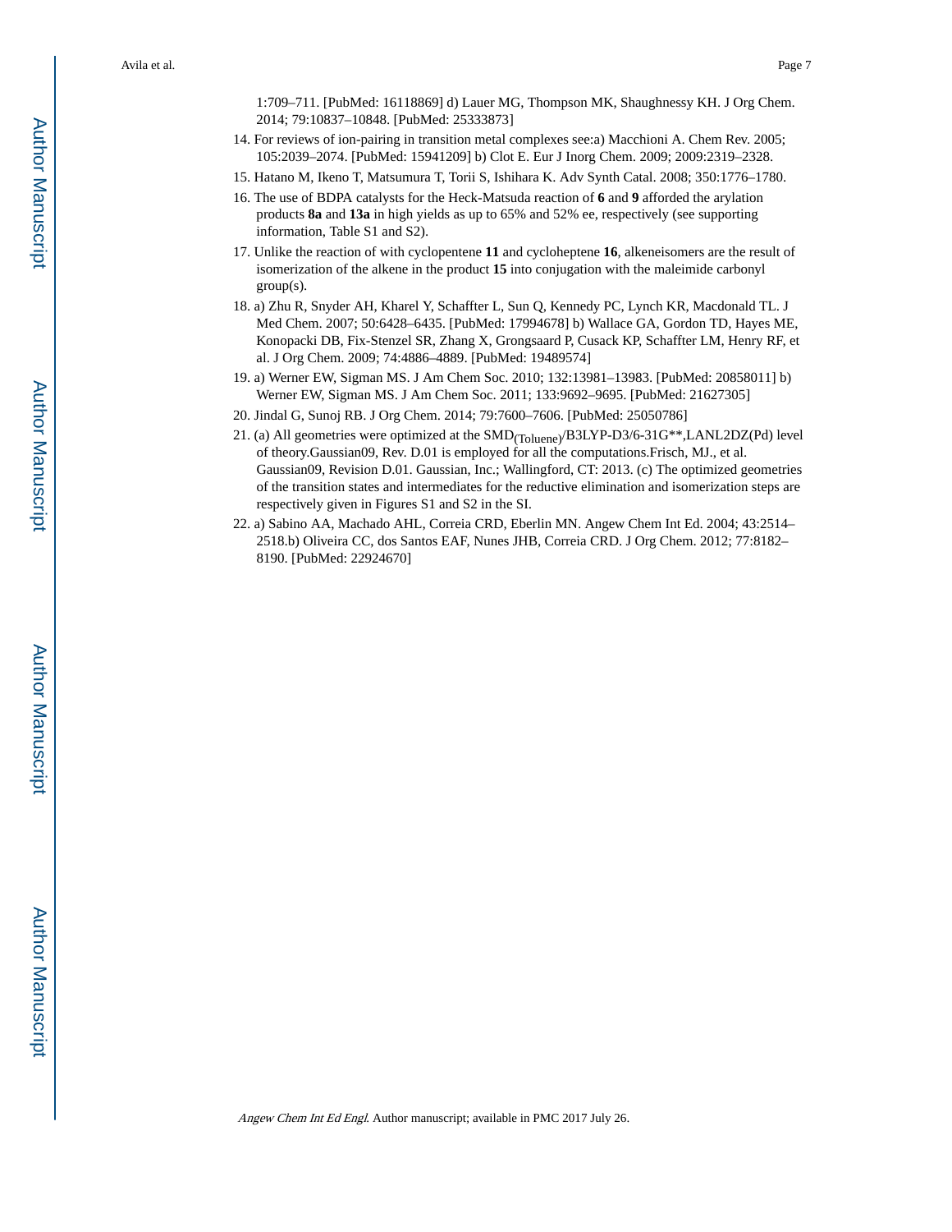1:709–711. [PubMed: 16118869] d) Lauer MG, Thompson MK, Shaughnessy KH. J Org Chem. 2014; 79:10837–10848. [PubMed: 25333873]

14. For reviews of ion-pairing in transition metal complexes see:a) Macchioni A. Chem Rev. 2005; 105:2039–2074. [PubMed: 15941209] b) Clot E. Eur J Inorg Chem. 2009; 2009:2319–2328.
15. Hatano M, Ikeno T, Matsumura T, Torii S, Ishihara K. Adv Synth Catal. 2008; 350:1776–1780.
16. The use of BDPA catalysts for the Heck-Matsuda reaction of **6** and **9** afforded the arylation products **8a** and **13a** in high yields as up to 65% and 52% ee, respectively (see supporting information, Table S1 and S2).
17. Unlike the reaction of with cyclopentene **11** and cycloheptene **16**, alkeneisomers are the result of isomerization of the alkene in the product **15** into conjugation with the maleimide carbonyl group(s).
18. a) Zhu R, Snyder AH, Kharel Y, Schaffter L, Sun Q, Kennedy PC, Lynch KR, Macdonald TL. J Med Chem. 2007; 50:6428–6435. [PubMed: 17994678] b) Wallace GA, Gordon TD, Hayes ME, Konopacki DB, Fix-Stenzel SR, Zhang X, Grongsaard P, Cusack KP, Schaffter LM, Henry RF, et al. J Org Chem. 2009; 74:4886–4889. [PubMed: 19489574]
19. a) Werner EW, Sigman MS. J Am Chem Soc. 2010; 132:13981–13983. [PubMed: 20858011] b) Werner EW, Sigman MS. J Am Chem Soc. 2011; 133:9692–9695. [PubMed: 21627305]
20. Jindal G, Sunoj RB. J Org Chem. 2014; 79:7600–7606. [PubMed: 25050786]
21. (a) All geometries were optimized at the $SMD_{(Toluene)}$/B3LYP-D3/6-31G**,LANL2DZ(Pd) level of theory.Gaussian09, Rev. D.01 is employed for all the computations.Frisch, MJ., et al. Gaussian09, Revision D.01. Gaussian, Inc.; Wallingford, CT: 2013. (c) The optimized geometries of the transition states and intermediates for the reductive elimination and isomerization steps are respectively given in Figures S1 and S2 in the SI.
22. a) Sabino AA, Machado AHL, Correia CRD, Eberlin MN. Angew Chem Int Ed. 2004; 43:2514–2518.b) Oliveira CC, dos Santos EAF, Nunes JHB, Correia CRD. J Org Chem. 2012; 77:8182–8190. [PubMed: 22924670]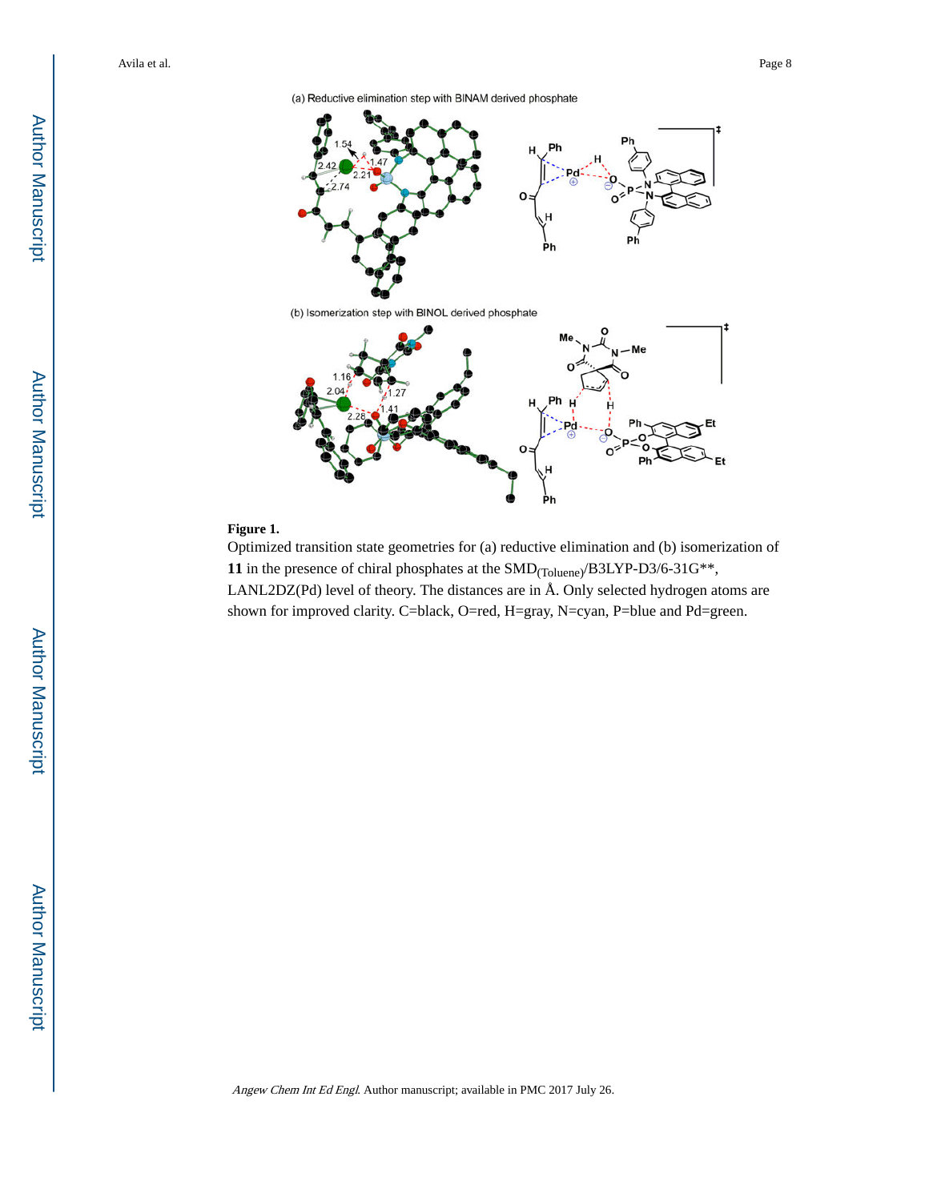**Figure 1.**

Optimized transition state geometries for (a) reductive elimination and (b) isomerization of **11** in the presence of chiral phosphates at the $SMD_{(Toluene)}$/B3LYP-D3/6-31G**, LANL2DZ(Pd) level of theory. The distances are in Å. Only selected hydrogen atoms are shown for improved clarity. C=black, O=red, H=gray, N=cyan, P=blue and Pd=green.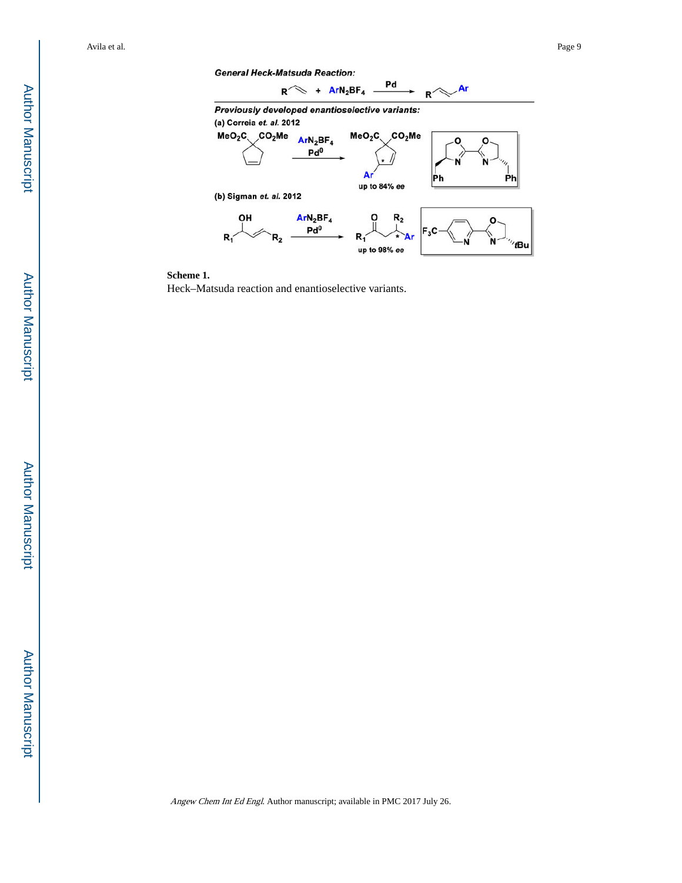**Scheme 1.**

Heck–Matsuda reaction and enantioselective variants.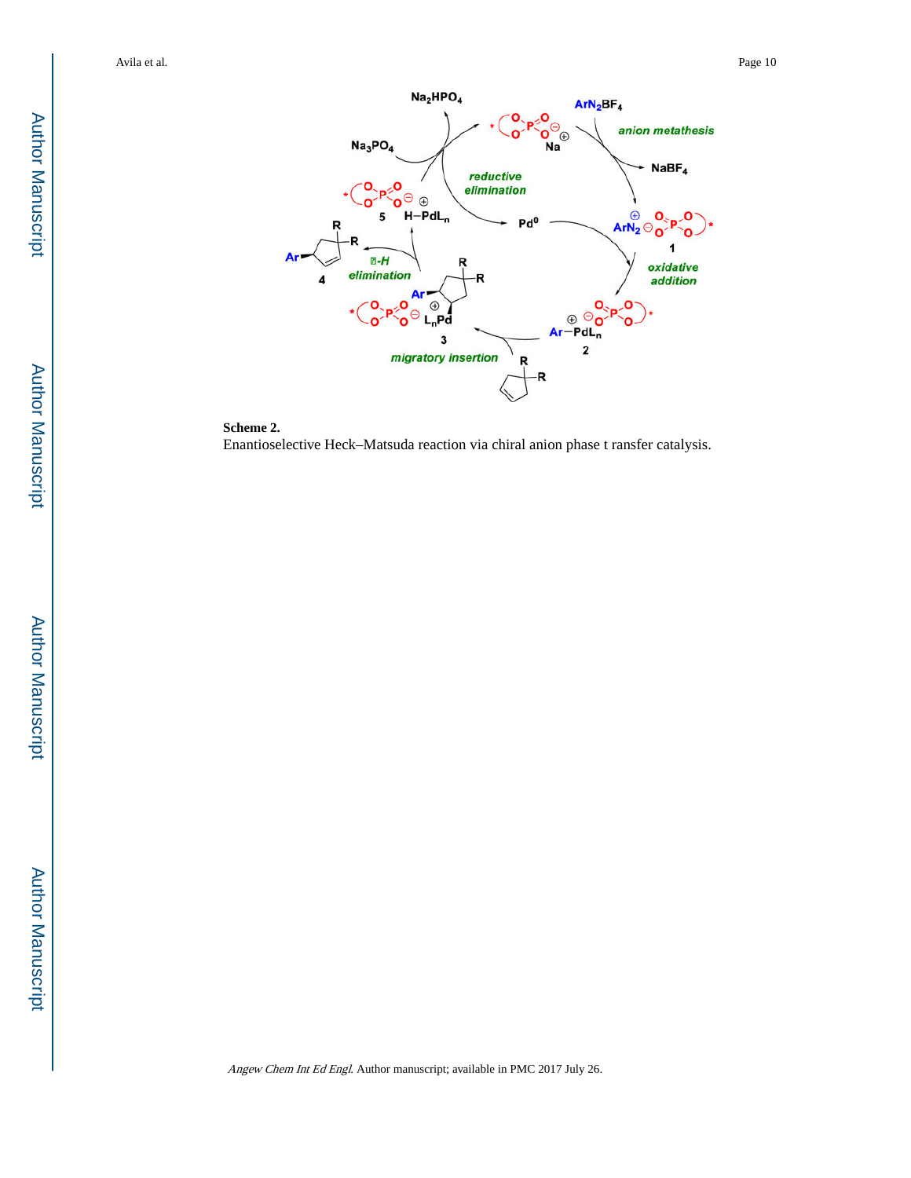**Scheme 2.**

Enantioselective Heck–Matsuda reaction via chiral anion phase t ransfer catalysis.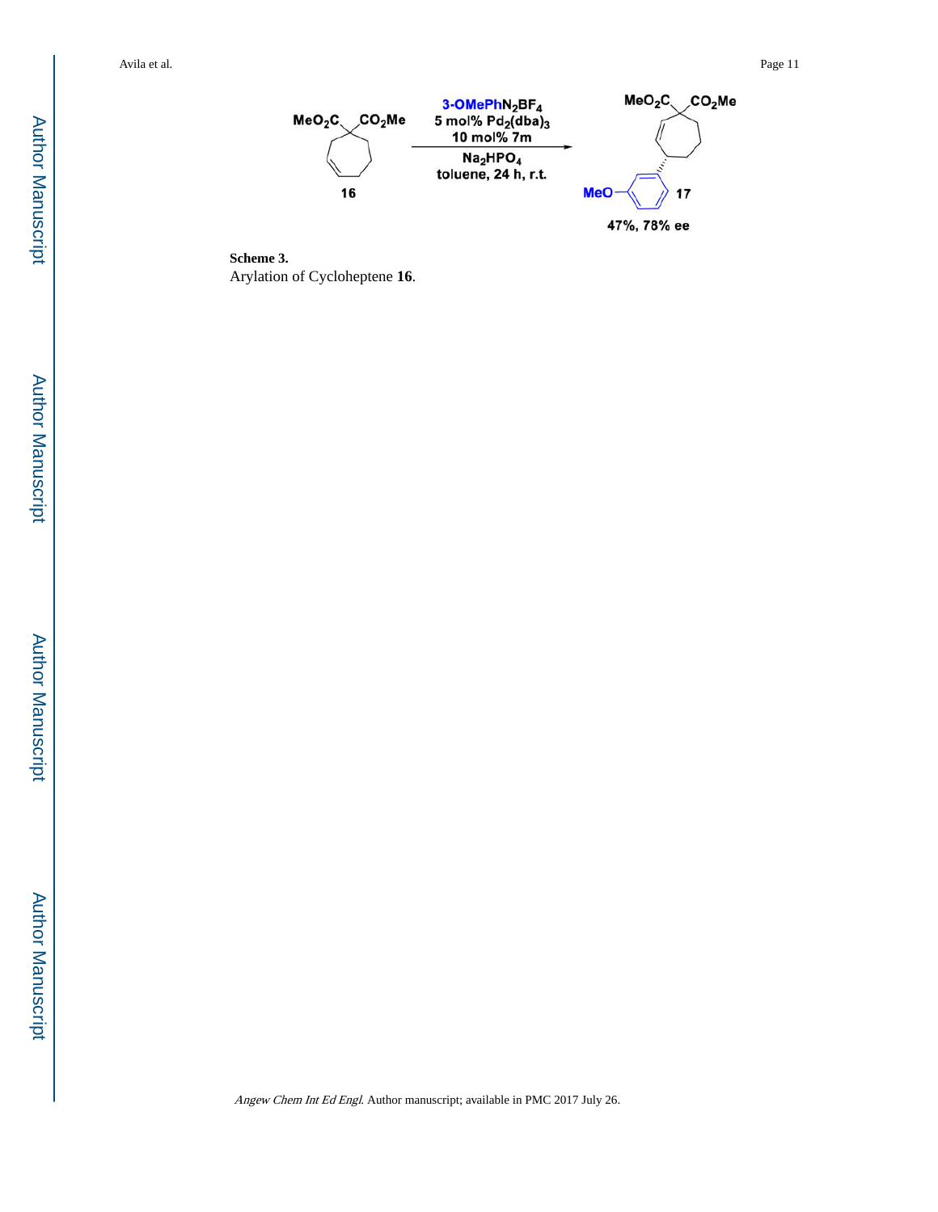**Scheme 3.**

Arylation of Cycloheptene **16**.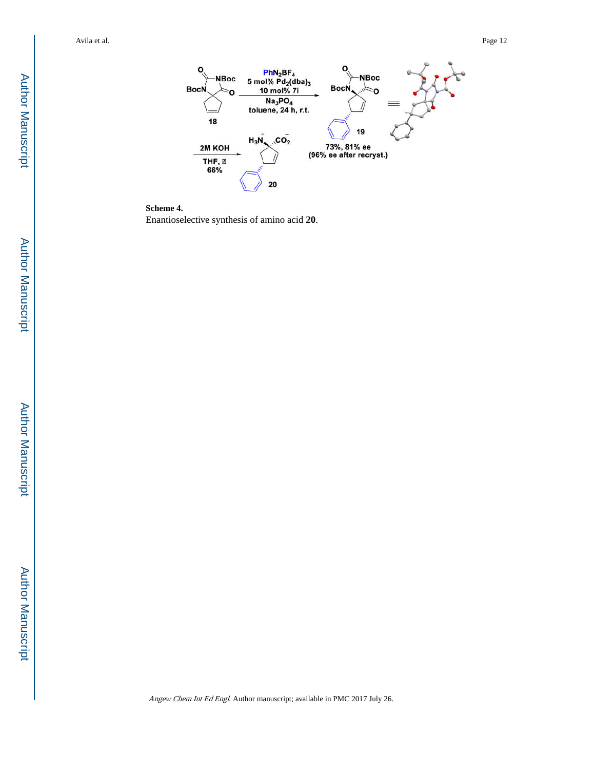**Scheme 4.**

Enantioselective synthesis of amino acid **20**.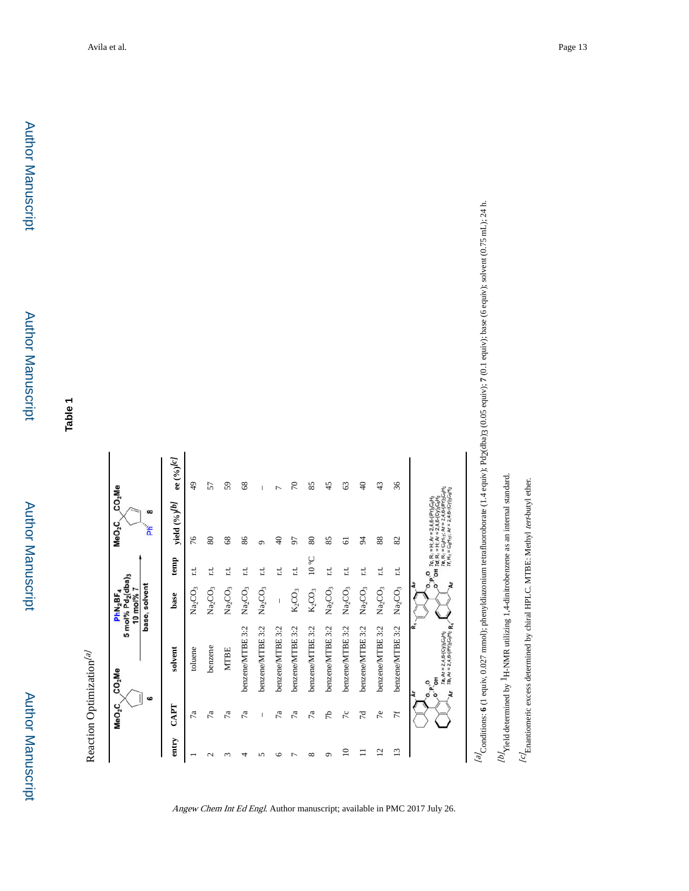# Table 1

Reaction Optimization[a]

| entry | CAPT | solvent | base | temp | yield (%)[b] | ee (%)[c] |
|---|---|---|---|---|---|---|
| 1 | 7a | toluene | $Na_2CO_3$ | r.t. | 76 | 49 |
| 2 | 7a | benzene | $Na_2CO_3$ | r.t. | 80 | 57 |
| 3 | 7a | MTBE | $Na_2CO_3$ | r.t. | 68 | 59 |
| 4 | 7a | benzene/MTBE 3:2 | $Na_2CO_3$ | r.t. | 86 | 68 |
| 5 | – | benzene/MTBE 3:2 | $Na_2CO_3$ | r.t. | 9 | – |
| 6 | 7a | benzene/MTBE 3:2 | – | r.t. | 40 | 7 |
| 7 | 7a | benzene/MTBE 3:2 | $K_2CO_3$ | r.t. | 97 | 70 |
| 8 | 7a | benzene/MTBE 3:2 | $K_2CO_3$ | 10 °C | 80 | 85 |
| 9 | 7b | benzene/MTBE 3:2 | $Na_2CO_3$ | r.t. | 85 | 45 |
| 10 | 7c | benzene/MTBE 3:2 | $Na_2CO_3$ | r.t. | 61 | 63 |
| 11 | 7d | benzene/MTBE 3:2 | $Na_2CO_3$ | r.t. | 94 | 40 |
| 12 | 7e | benzene/MTBE 3:2 | $Na_2CO_3$ | r.t. | 88 | 43 |
| 13 | 7f | benzene/MTBE 3:2 | $Na_2CO_3$ | r.t. | 82 | 36 |

Reaction scheme: **6** → **8**; $PhN_2BF_4$, 5 mol% $Pd_2(dba)_3$, 10 mol% **7**, base, solvent

**7a**, Ar = 2,4,6-(Cy)$_3C_6H_2$; **7b**, Ar = 2,4,6-(iPr)$_3C_6H_2$

**7c**, $R_1$ = H; Ar = 2,4,6-(iPr)$_3C_6H_2$; **7d**, $R_1$ = H; Ar = 2,4,6-(Cy)$_3C_6H_2$; **7e**, $R_1$ = $C_8H_{17}$; Ar = 2,4,6-(iPr)$_3C_6H_2$; **7f**, $R_1$ = $C_8H_{17}$; Ar = 2,4,6-(Cy)$_3C_6H_2$

[a] Conditions: **6** (1 equiv, 0.027 mmol); phenyldiazonium tetrafluoroborate (1.4 equiv); $Pd_2(dba)_3$ (0.05 equiv); **7** (0.1 equiv); base (6 equiv); solvent (0.75 mL); 24 h.

[b] Yield determined by $^1$H-NMR utilizing 1,4-dinitrobenzene as an internal standard.

[c] Enantiomeric excess determined by chiral HPLC. MTBE: Methyl *tert*-butyl ether.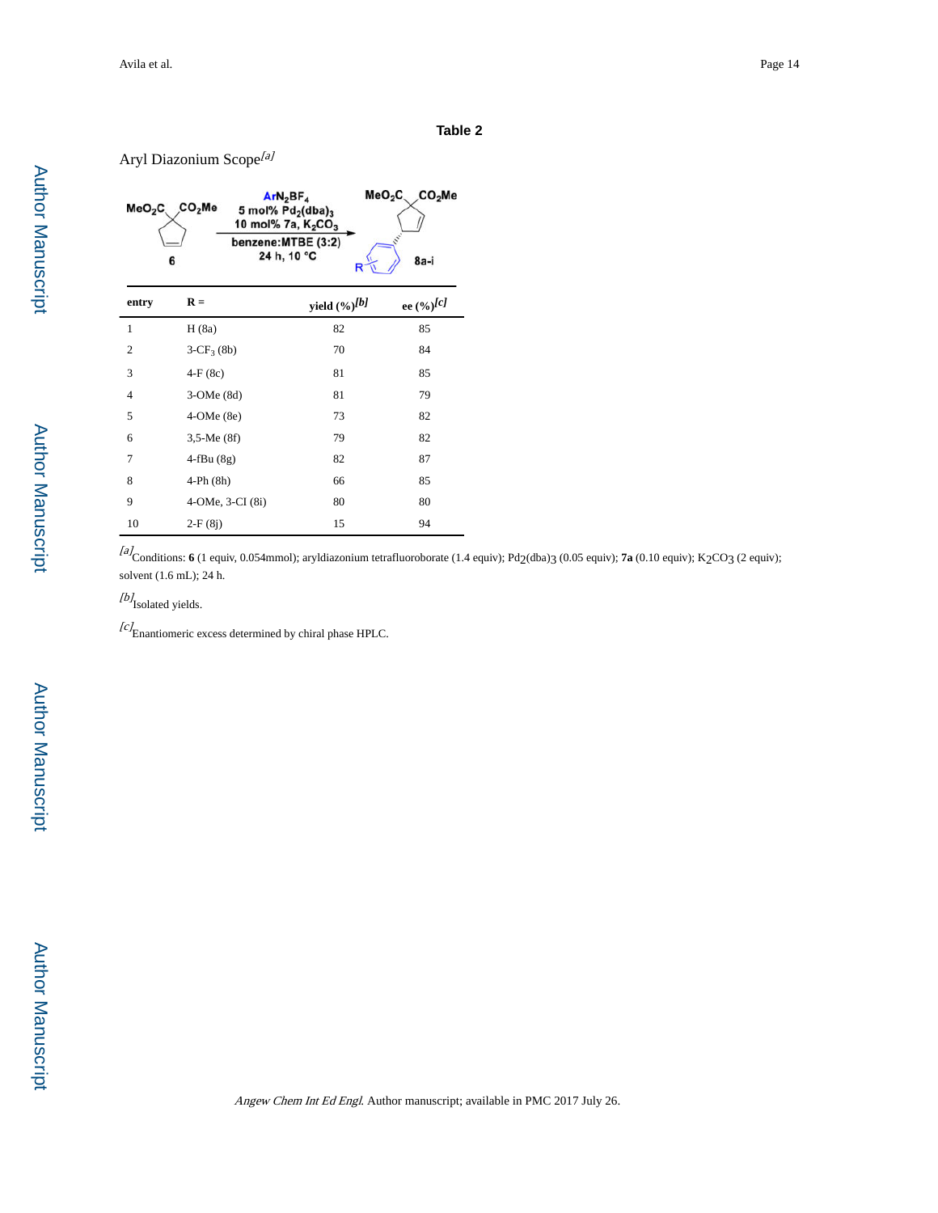**Table 2**

Aryl Diazonium Scope[a]

| entry | R = | yield (%)[b] | ee (%)[c] |
|---|---|---|---|
| 1 | H (8a) | 82 | 85 |
| 2 | 3-$CF_3$ (8b) | 70 | 84 |
| 3 | 4-F (8c) | 81 | 85 |
| 4 | 3-OMe (8d) | 81 | 79 |
| 5 | 4-OMe (8e) | 73 | 82 |
| 6 | 3,5-Me (8f) | 79 | 82 |
| 7 | 4-fBu (8g) | 82 | 87 |
| 8 | 4-Ph (8h) | 66 | 85 |
| 9 | 4-OMe, 3-CI (8i) | 80 | 80 |
| 10 | 2-F (8j) | 15 | 94 |

[a]Conditions: **6** (1 equiv, 0.054mmol); aryldiazonium tetrafluoroborate (1.4 equiv); $Pd_2(dba)_3$ (0.05 equiv); **7a** (0.10 equiv); $K_2CO_3$ (2 equiv); solvent (1.6 mL); 24 h.

[b]Isolated yields.

[c]Enantiomeric excess determined by chiral phase HPLC.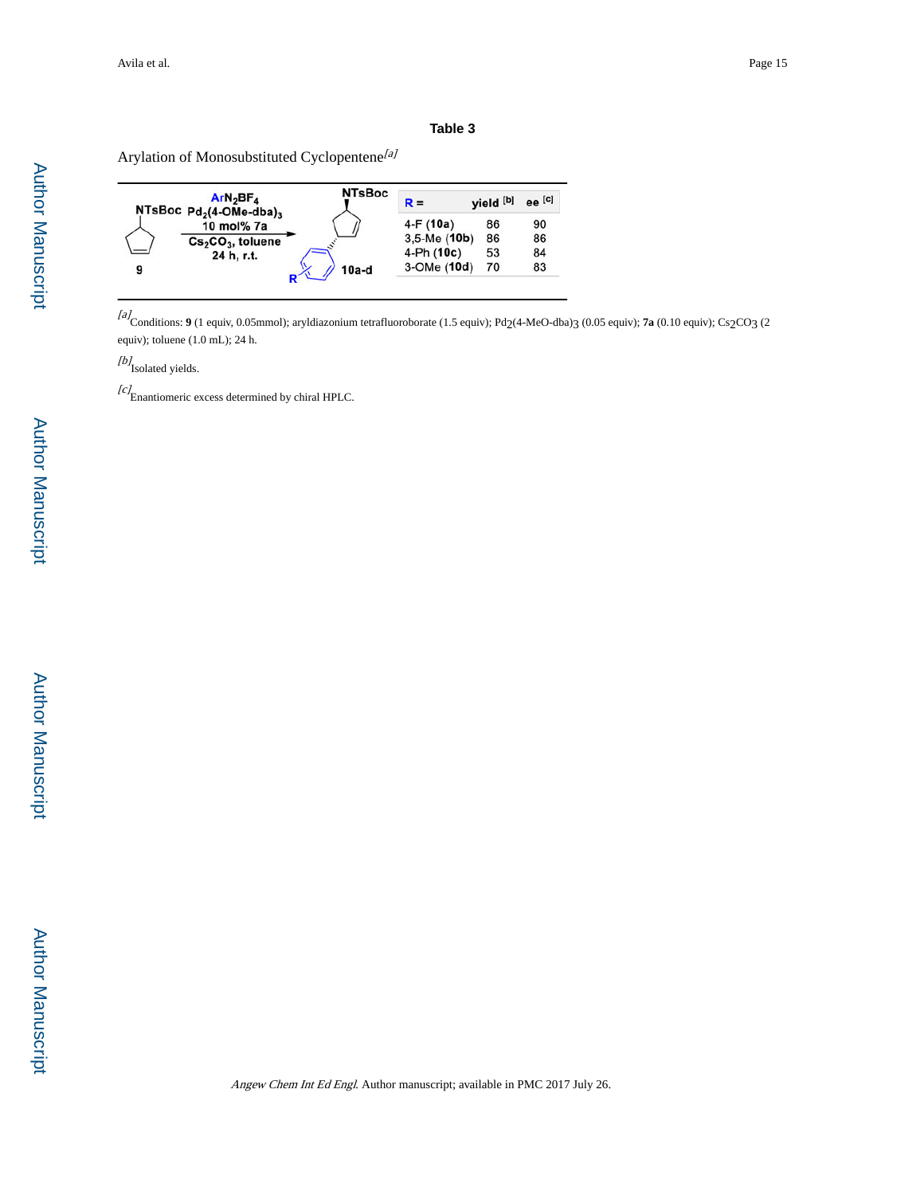**Table 3**

Arylation of Monosubstituted Cyclopentene[a]

| R = | yield [b] | ee [c] |
|---|---|---|
| 4-F (**10a**) | 86 | 90 |
| 3,5-Me (**10b**) | 86 | 86 |
| 4-Ph (**10c**) | 53 | 84 |
| 3-OMe (**10d**) | 70 | 83 |

[a]Conditions: **9** (1 equiv, 0.05mmol); aryldiazonium tetrafluoroborate (1.5 equiv); $Pd_2(4\text{-MeO-dba})_3$ (0.05 equiv); **7a** (0.10 equiv); $Cs_2CO_3$ (2 equiv); toluene (1.0 mL); 24 h.

[b]Isolated yields.

[c]Enantiomeric excess determined by chiral HPLC.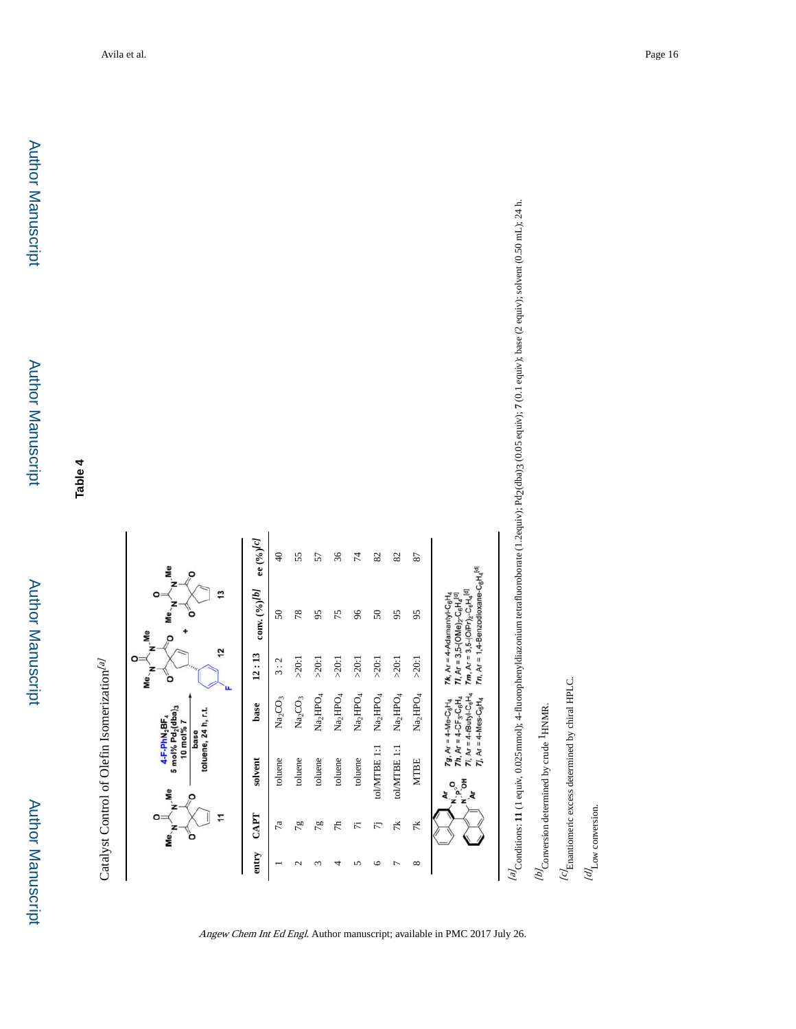## Table 4

Catalyst Control of Olefin Isomerization[a]

| entry | CAPT | solvent | base | 12 : 13 | conv. (%)[b] | ee (%)[c] |
|---|---|---|---|---|---|---|
| 1 | 7a | toluene | $Na_2CO_3$ | 3 : 2 | 50 | 40 |
| 2 | 7g | toluene | $Na_2CO_3$ | >20:1 | 78 | 55 |
| 3 | 7g | toluene | $Na_2HPO_4$ | >20:1 | 95 | 57 |
| 4 | 7h | toluene | $Na_2HPO_4$ | >20:1 | 75 | 36 |
| 5 | 7i | toluene | $Na_2HPO_4$ | >20:1 | 96 | 74 |
| 6 | 7j | tol/MTBE 1:1 | $Na_2HPO_4$ | >20:1 | 50 | 82 |
| 7 | 7k | tol/MTBE 1:1 | $Na_2HPO_4$ | >20:1 | 95 | 82 |
| 8 | 7k | MTBE | $Na_2HPO_4$ | >20:1 | 95 | 87 |

Reaction: 11 → 12 + 13; 4-F-PhN$_2$BF$_4$, 5 mol% $Pd_2(dba)_3$, 10 mol% 7, base, toluene, 24 h, r.t.

7g, Ar = 4-Me-$C_6H_4$; 7h, Ar = 4-$CF_3$-$C_6H_4$; 7i, Ar = 4-*t*Butyl-$C_6H_4$; 7j, Ar = 4-Mes-$C_6H_4$; 7k, Ar = 4-Adamantyl-$C_6H_4$; 7l, Ar = 3,5-$(OMe)_2$-$C_6H_3$[d]; 7m, Ar = 3,5-$(O\text{i}Pr)_2$-$C_6H_3$[d]; 7n, Ar = 1,4-Benzodioxane-$C_6H_4$[d]

[a] Conditions: **11** (1 equiv, 0.025mmol); 4-fluorophenyldiazonium tetrafluoroborate (1.2equiv); $Pd_2(dba)_3$ (0.05 equiv); **7** (0.1 equiv); base (2 equiv); solvent (0.50 mL); 24 h.

[b] Conversion determined by crude $^1$HNMR.

[c] Enantiomeric excess determined by chiral HPLC.

[d] Low conversion.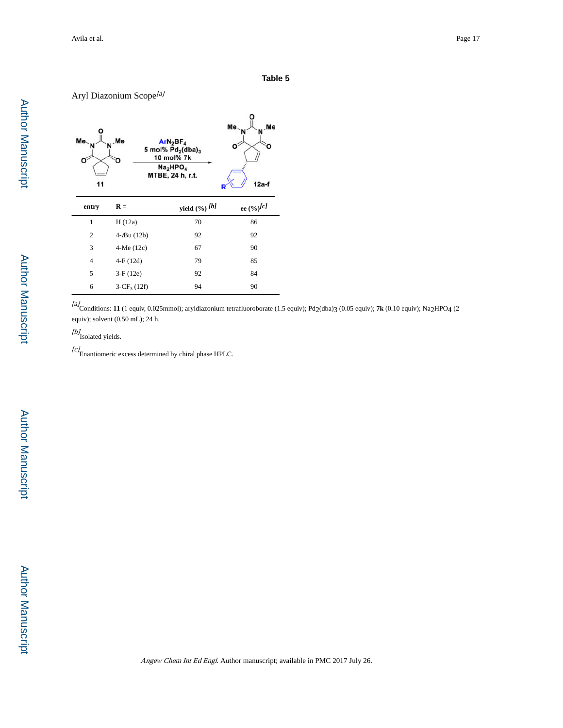**Table 5**

Aryl Diazonium Scope[a]

| entry | R = | yield (%) [b] | ee (%)[c] |
|---|---|---|---|
| 1 | H (12a) | 70 | 86 |
| 2 | 4-*t*Bu (12b) | 92 | 92 |
| 3 | 4-Me (12c) | 67 | 90 |
| 4 | 4-F (12d) | 79 | 85 |
| 5 | 3-F (12e) | 92 | 84 |
| 6 | 3-$CF_3$ (12f) | 94 | 90 |

[a]Conditions: **11** (1 equiv, 0.025mmol); aryldiazonium tetrafluoroborate (1.5 equiv); $Pd_2(dba)_3$ (0.05 equiv); **7k** (0.10 equiv); $Na_2HPO_4$ (2 equiv); solvent (0.50 mL); 24 h.

[b]Isolated yields.

[c]Enantiomeric excess determined by chiral phase HPLC.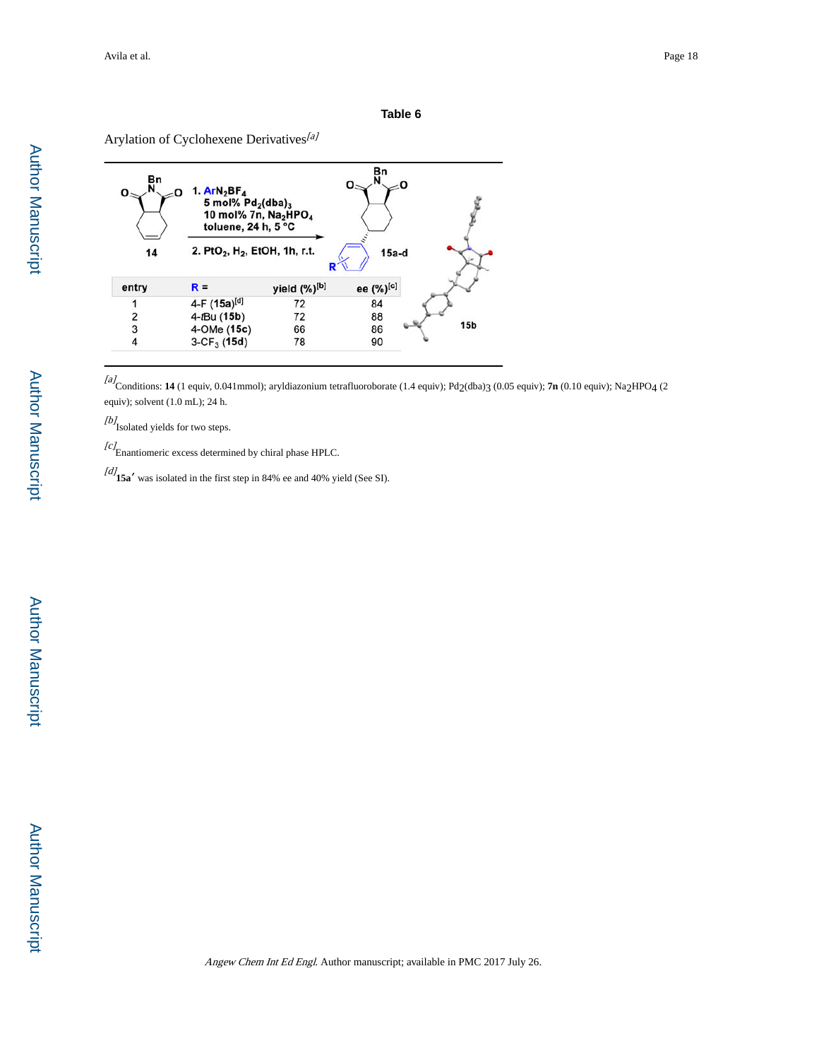**Table 6**

Arylation of Cyclohexene Derivatives[a]

14

1. $ArN_2BF_4$
5 mol% $Pd_2(dba)_3$
10 mol% 7n, $Na_2HPO_4$
toluene, 24 h, 5 °C

2. $PtO_2$, $H_2$, EtOH, 1h, r.t.

15a-d

15b

| entry | R = | yield (%)[b] | ee (%)[c] |
|---|---|---|---|
| 1 | 4-F (**15a**)[d] | 72 | 84 |
| 2 | 4-*t*Bu (**15b**) | 72 | 88 |
| 3 | 4-OMe (**15c**) | 66 | 86 |
| 4 | 3-$CF_3$ (**15d**) | 78 | 90 |

[a]Conditions: **14** (1 equiv, 0.041mmol); aryldiazonium tetrafluoroborate (1.4 equiv); $Pd_2(dba)_3$ (0.05 equiv); **7n** (0.10 equiv); $Na_2HPO_4$ (2 equiv); solvent (1.0 mL); 24 h.

[b]Isolated yields for two steps.

[c]Enantiomeric excess determined by chiral phase HPLC.

[d]**15a′** was isolated in the first step in 84% ee and 40% yield (See SI).